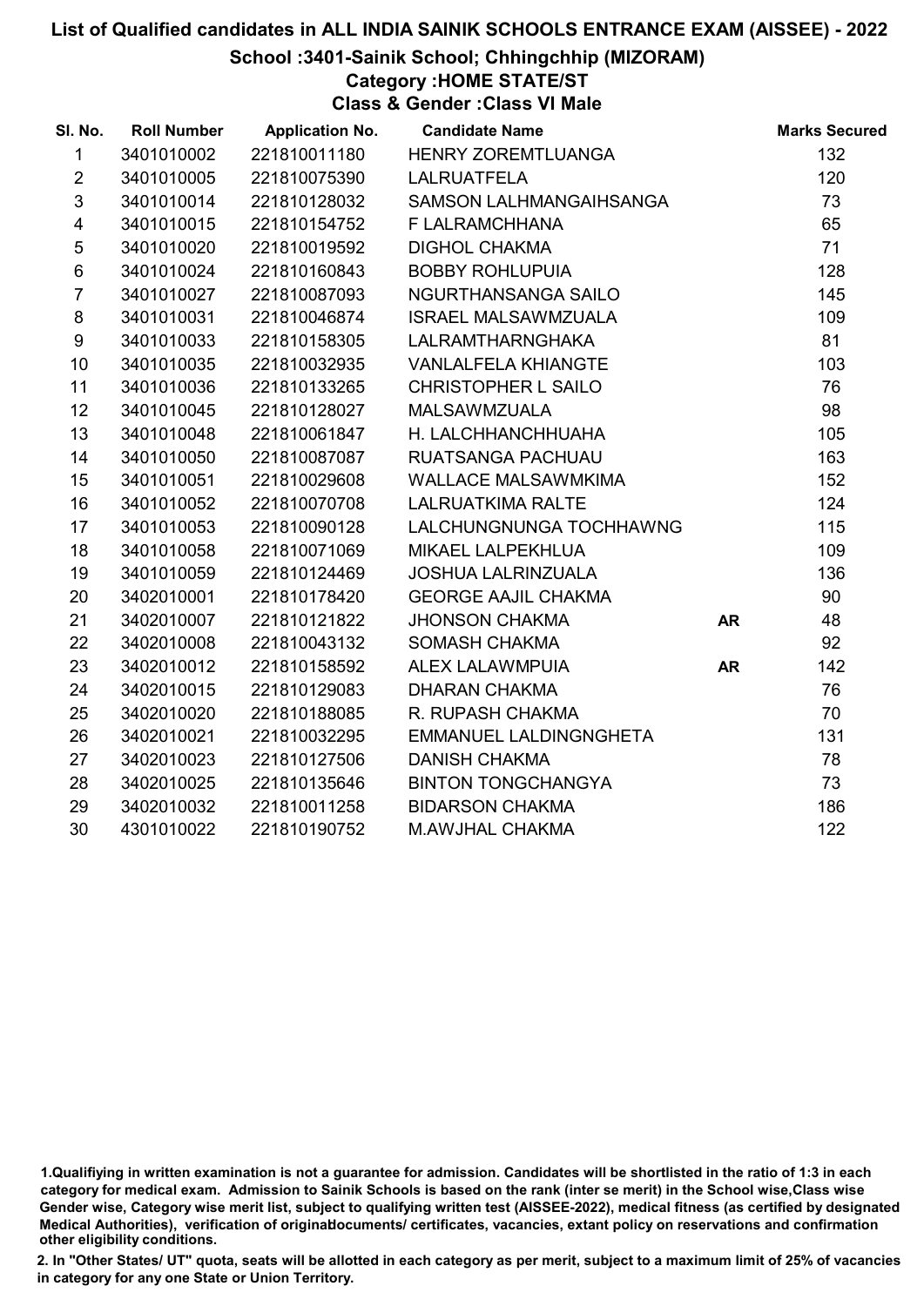# List of Qualified candidates in ALL INDIA SAINIK SCHOOLS ENTRANCE EXAM (AISSEE) - 2022

## School :3401-Sainik School; Chhingchhip (MIZORAM)

### Category :HOME STATE/ST

### Class & Gender :Class VI Male

| Sl. No. | Roll Number | Application No. | Candidate Name | | Marks Secured |
|---|---|---|---|---|---|
| 1 | 3401010002 | 221810011180 | HENRY ZOREMTLUANGA | | 132 |
| 2 | 3401010005 | 221810075390 | LALRUATFELA | | 120 |
| 3 | 3401010014 | 221810128032 | SAMSON LALHMANGAIHSANGA | | 73 |
| 4 | 3401010015 | 221810154752 | F LALRAMCHHANA | | 65 |
| 5 | 3401010020 | 221810019592 | DIGHOL CHAKMA | | 71 |
| 6 | 3401010024 | 221810160843 | BOBBY ROHLUPUIA | | 128 |
| 7 | 3401010027 | 221810087093 | NGURTHANSANGA SAILO | | 145 |
| 8 | 3401010031 | 221810046874 | ISRAEL MALSAWMZUALA | | 109 |
| 9 | 3401010033 | 221810158305 | LALRAMTHARNGHAKA | | 81 |
| 10 | 3401010035 | 221810032935 | VANLALFELA KHIANGTE | | 103 |
| 11 | 3401010036 | 221810133265 | CHRISTOPHER L SAILO | | 76 |
| 12 | 3401010045 | 221810128027 | MALSAWMZUALA | | 98 |
| 13 | 3401010048 | 221810061847 | H. LALCHHANCHHUAHA | | 105 |
| 14 | 3401010050 | 221810087087 | RUATSANGA PACHUAU | | 163 |
| 15 | 3401010051 | 221810029608 | WALLACE MALSAWMKIMA | | 152 |
| 16 | 3401010052 | 221810070708 | LALRUATKIMA RALTE | | 124 |
| 17 | 3401010053 | 221810090128 | LALCHUNGNUNGA TOCHHAWNG | | 115 |
| 18 | 3401010058 | 221810071069 | MIKAEL LALPEKHLUA | | 109 |
| 19 | 3401010059 | 221810124469 | JOSHUA LALRINZUALA | | 136 |
| 20 | 3402010001 | 221810178420 | GEORGE AAJIL CHAKMA | | 90 |
| 21 | 3402010007 | 221810121822 | JHONSON CHAKMA | **AR** | 48 |
| 22 | 3402010008 | 221810043132 | SOMASH CHAKMA | | 92 |
| 23 | 3402010012 | 221810158592 | ALEX LALAWMPUIA | **AR** | 142 |
| 24 | 3402010015 | 221810129083 | DHARAN CHAKMA | | 76 |
| 25 | 3402010020 | 221810188085 | R. RUPASH CHAKMA | | 70 |
| 26 | 3402010021 | 221810032295 | EMMANUEL LALDINGNGHETA | | 131 |
| 27 | 3402010023 | 221810127506 | DANISH CHAKMA | | 78 |
| 28 | 3402010025 | 221810135646 | BINTON TONGCHANGYA | | 73 |
| 29 | 3402010032 | 221810011258 | BIDARSON CHAKMA | | 186 |
| 30 | 4301010022 | 221810190752 | M.AWJHAL CHAKMA | | 122 |

1.Qualifiying in written examination is not a guarantee for admission. Candidates will be shortlisted in the ratio of 1:3 in each category for medical exam. Admission to Sainik Schools is based on the rank (inter se merit) in the School wise,Class wise Gender wise, Category wise merit list, subject to qualifying written test (AISSEE-2022), medical fitness (as certified by designated Medical Authorities), verification of originaldocuments/ certificates, vacancies, extant policy on reservations and confirmation other eligibility conditions.

2. In "Other States/ UT" quota, seats will be allotted in each category as per merit, subject to a maximum limit of 25% of vacancies in category for any one State or Union Territory.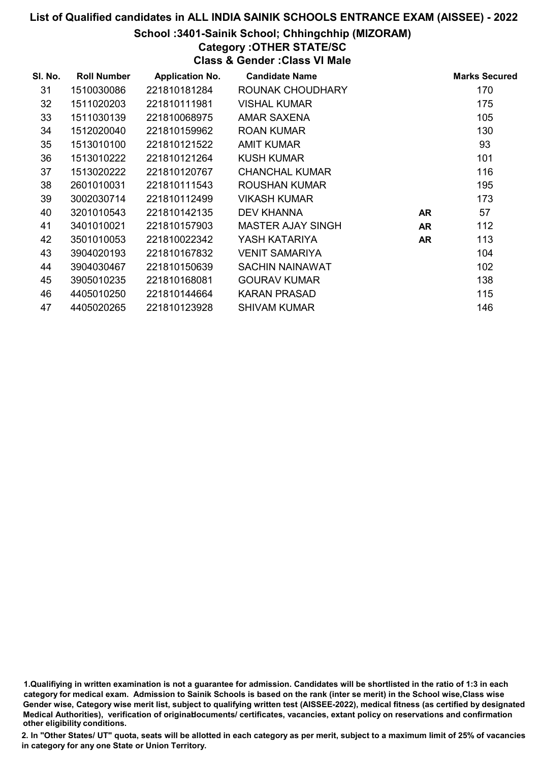# List of Qualified candidates in ALL INDIA SAINIK SCHOOLS ENTRANCE EXAM (AISSEE) - 2022

## School :3401-Sainik School; Chhingchhip (MIZORAM)

### Category :OTHER STATE/SC

### Class & Gender :Class VI Male

| Sl. No. | Roll Number | Application No. | Candidate Name | | Marks Secured |
|---|---|---|---|---|---|
| 31 | 1510030086 | 221810181284 | ROUNAK CHOUDHARY | | 170 |
| 32 | 1511020203 | 221810111981 | VISHAL KUMAR | | 175 |
| 33 | 1511030139 | 221810068975 | AMAR SAXENA | | 105 |
| 34 | 1512020040 | 221810159962 | ROAN KUMAR | | 130 |
| 35 | 1513010100 | 221810121522 | AMIT KUMAR | | 93 |
| 36 | 1513010222 | 221810121264 | KUSH KUMAR | | 101 |
| 37 | 1513020222 | 221810120767 | CHANCHAL KUMAR | | 116 |
| 38 | 2601010031 | 221810111543 | ROUSHAN KUMAR | | 195 |
| 39 | 3002030714 | 221810112499 | VIKASH KUMAR | | 173 |
| 40 | 3201010543 | 221810142135 | DEV KHANNA | AR | 57 |
| 41 | 3401010021 | 221810157903 | MASTER AJAY SINGH | AR | 112 |
| 42 | 3501010053 | 221810022342 | YASH KATARIYA | AR | 113 |
| 43 | 3904020193 | 221810167832 | VENIT SAMARIYA | | 104 |
| 44 | 3904030467 | 221810150639 | SACHIN NAINAWAT | | 102 |
| 45 | 3905010235 | 221810168081 | GOURAV KUMAR | | 138 |
| 46 | 4405010250 | 221810144664 | KARAN PRASAD | | 115 |
| 47 | 4405020265 | 221810123928 | SHIVAM KUMAR | | 146 |

1.Qualifiying in written examination is not a guarantee for admission. Candidates will be shortlisted in the ratio of 1:3 in each category for medical exam. Admission to Sainik Schools is based on the rank (inter se merit) in the School wise,Class wise Gender wise, Category wise merit list, subject to qualifying written test (AISSEE-2022), medical fitness (as certified by designated Medical Authorities), verification of originaldocuments/ certificates, vacancies, extant policy on reservations and confirmation other eligibility conditions.

2. In "Other States/ UT" quota, seats will be allotted in each category as per merit, subject to a maximum limit of 25% of vacancies in category for any one State or Union Territory.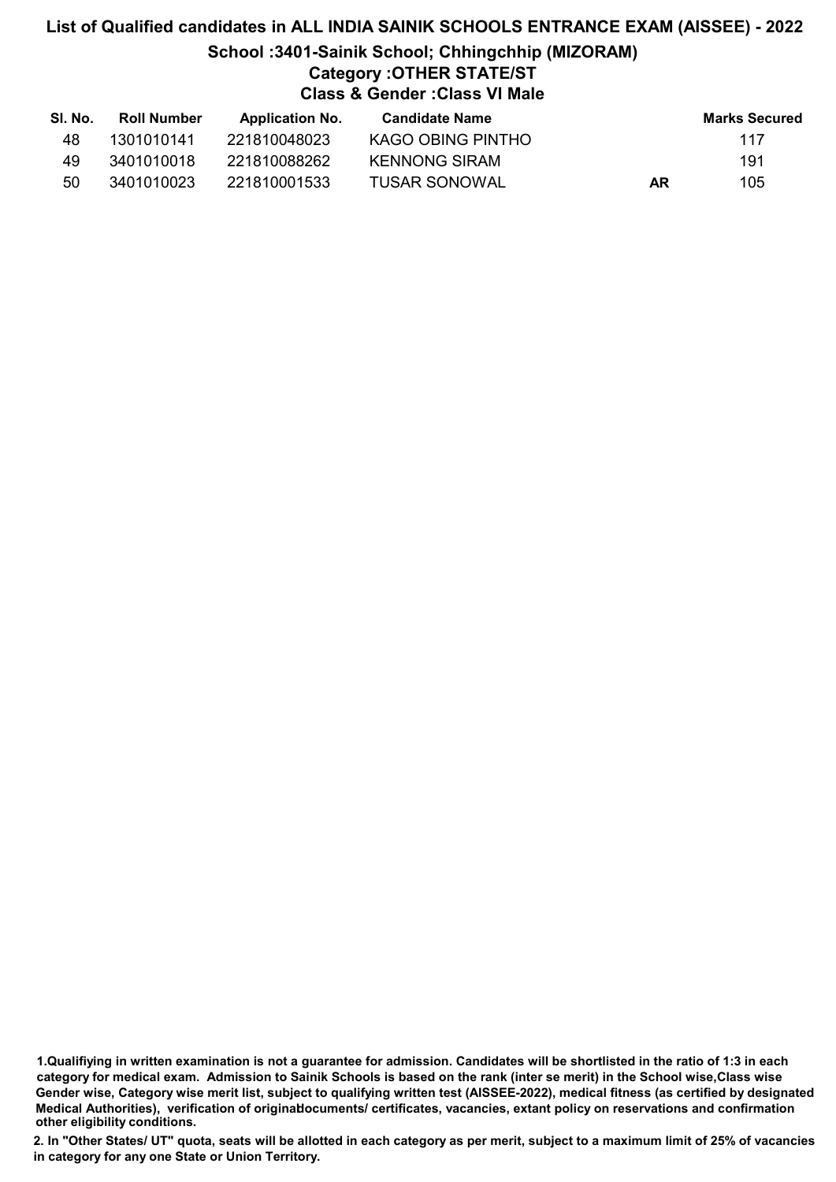# List of Qualified candidates in ALL INDIA SAINIK SCHOOLS ENTRANCE EXAM (AISSEE) - 2022

## School :3401-Sainik School; Chhingchhip (MIZORAM)

### Category :OTHER STATE/ST

### Class & Gender :Class VI Male

| Sl. No. | Roll Number | Application No. | Candidate Name | | Marks Secured |
|---|---|---|---|---|---|
| 48 | 1301010141 | 221810048023 | KAGO OBING PINTHO | | 117 |
| 49 | 3401010018 | 221810088262 | KENNONG SIRAM | | 191 |
| 50 | 3401010023 | 221810001533 | TUSAR SONOWAL | **AR** | 105 |

**1.Qualifiying in written examination is not a guarantee for admission. Candidates will be shortlisted in the ratio of 1:3 in each category for medical exam. Admission to Sainik Schools is based on the rank (inter se merit) in the School wise,Class wise Gender wise, Category wise merit list, subject to qualifying written test (AISSEE-2022), medical fitness (as certified by designated Medical Authorities), verification of originaldocuments/ certificates, vacancies, extant policy on reservations and confirmation other eligibility conditions.**

**2. In "Other States/ UT" quota, seats will be allotted in each category as per merit, subject to a maximum limit of 25% of vacancies in category for any one State or Union Territory.**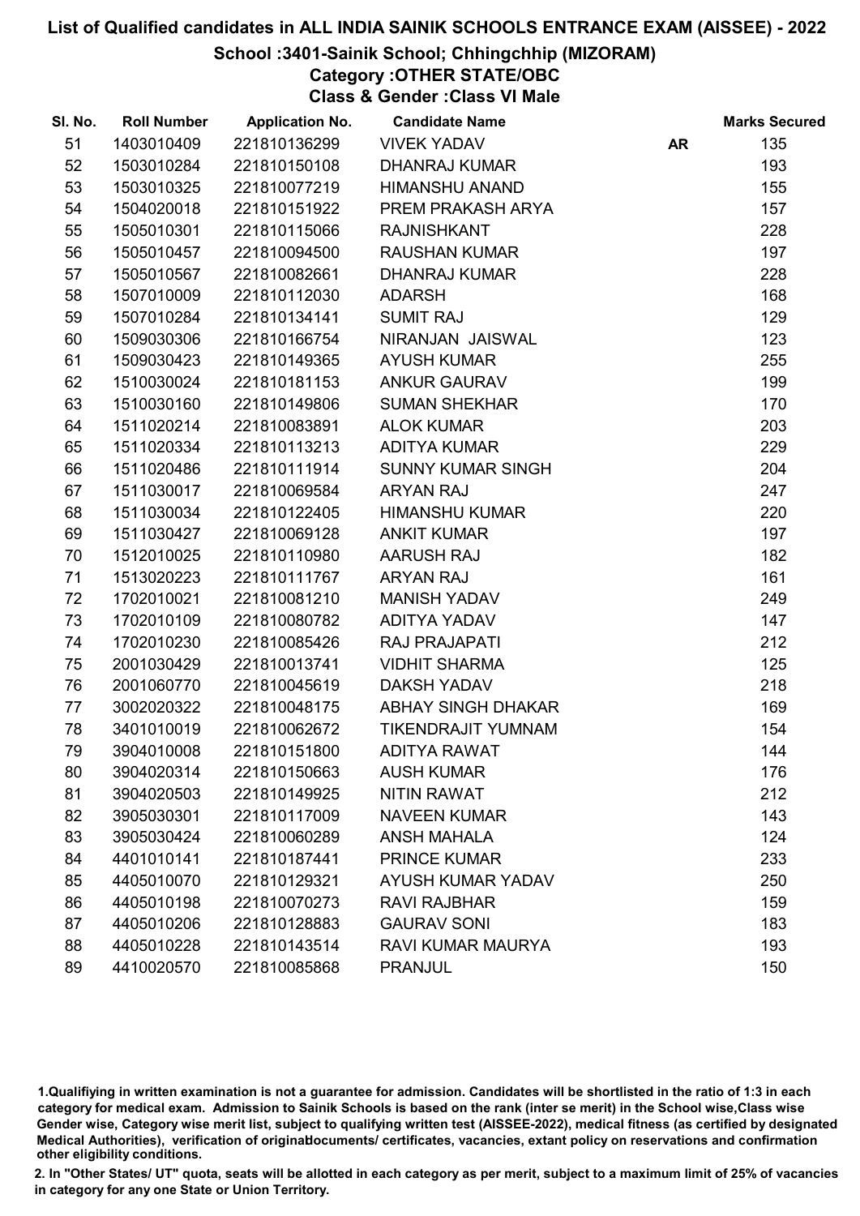# List of Qualified candidates in ALL INDIA SAINIK SCHOOLS ENTRANCE EXAM (AISSEE) - 2022

## School :3401-Sainik School; Chhingchhip (MIZORAM)

### Category :OTHER STATE/OBC

### Class & Gender :Class VI Male

| Sl. No. | Roll Number | Application No. | Candidate Name | | Marks Secured |
|---|---|---|---|---|---|
| 51 | 1403010409 | 221810136299 | VIVEK YADAV | AR | 135 |
| 52 | 1503010284 | 221810150108 | DHANRAJ KUMAR | | 193 |
| 53 | 1503010325 | 221810077219 | HIMANSHU ANAND | | 155 |
| 54 | 1504020018 | 221810151922 | PREM PRAKASH ARYA | | 157 |
| 55 | 1505010301 | 221810115066 | RAJNISHKANT | | 228 |
| 56 | 1505010457 | 221810094500 | RAUSHAN KUMAR | | 197 |
| 57 | 1505010567 | 221810082661 | DHANRAJ KUMAR | | 228 |
| 58 | 1507010009 | 221810112030 | ADARSH | | 168 |
| 59 | 1507010284 | 221810134141 | SUMIT RAJ | | 129 |
| 60 | 1509030306 | 221810166754 | NIRANJAN JAISWAL | | 123 |
| 61 | 1509030423 | 221810149365 | AYUSH KUMAR | | 255 |
| 62 | 1510030024 | 221810181153 | ANKUR GAURAV | | 199 |
| 63 | 1510030160 | 221810149806 | SUMAN SHEKHAR | | 170 |
| 64 | 1511020214 | 221810083891 | ALOK KUMAR | | 203 |
| 65 | 1511020334 | 221810113213 | ADITYA KUMAR | | 229 |
| 66 | 1511020486 | 221810111914 | SUNNY KUMAR SINGH | | 204 |
| 67 | 1511030017 | 221810069584 | ARYAN RAJ | | 247 |
| 68 | 1511030034 | 221810122405 | HIMANSHU KUMAR | | 220 |
| 69 | 1511030427 | 221810069128 | ANKIT KUMAR | | 197 |
| 70 | 1512010025 | 221810110980 | AARUSH RAJ | | 182 |
| 71 | 1513020223 | 221810111767 | ARYAN RAJ | | 161 |
| 72 | 1702010021 | 221810081210 | MANISH YADAV | | 249 |
| 73 | 1702010109 | 221810080782 | ADITYA YADAV | | 147 |
| 74 | 1702010230 | 221810085426 | RAJ PRAJAPATI | | 212 |
| 75 | 2001030429 | 221810013741 | VIDHIT SHARMA | | 125 |
| 76 | 2001060770 | 221810045619 | DAKSH YADAV | | 218 |
| 77 | 3002020322 | 221810048175 | ABHAY SINGH DHAKAR | | 169 |
| 78 | 3401010019 | 221810062672 | TIKENDRAJIT YUMNAM | | 154 |
| 79 | 3904010008 | 221810151800 | ADITYA RAWAT | | 144 |
| 80 | 3904020314 | 221810150663 | AUSH KUMAR | | 176 |
| 81 | 3904020503 | 221810149925 | NITIN RAWAT | | 212 |
| 82 | 3905030301 | 221810117009 | NAVEEN KUMAR | | 143 |
| 83 | 3905030424 | 221810060289 | ANSH MAHALA | | 124 |
| 84 | 4401010141 | 221810187441 | PRINCE KUMAR | | 233 |
| 85 | 4405010070 | 221810129321 | AYUSH KUMAR YADAV | | 250 |
| 86 | 4405010198 | 221810070273 | RAVI RAJBHAR | | 159 |
| 87 | 4405010206 | 221810128883 | GAURAV SONI | | 183 |
| 88 | 4405010228 | 221810143514 | RAVI KUMAR MAURYA | | 193 |
| 89 | 4410020570 | 221810085868 | PRANJUL | | 150 |

1.Qualifiying in written examination is not a guarantee for admission. Candidates will be shortlisted in the ratio of 1:3 in each category for medical exam. Admission to Sainik Schools is based on the rank (inter se merit) in the School wise,Class wise Gender wise, Category wise merit list, subject to qualifying written test (AISSEE-2022), medical fitness (as certified by designated Medical Authorities), verification of originaldocuments/ certificates, vacancies, extant policy on reservations and confirmation other eligibility conditions.

2. In "Other States/ UT" quota, seats will be allotted in each category as per merit, subject to a maximum limit of 25% of vacancies in category for any one State or Union Territory.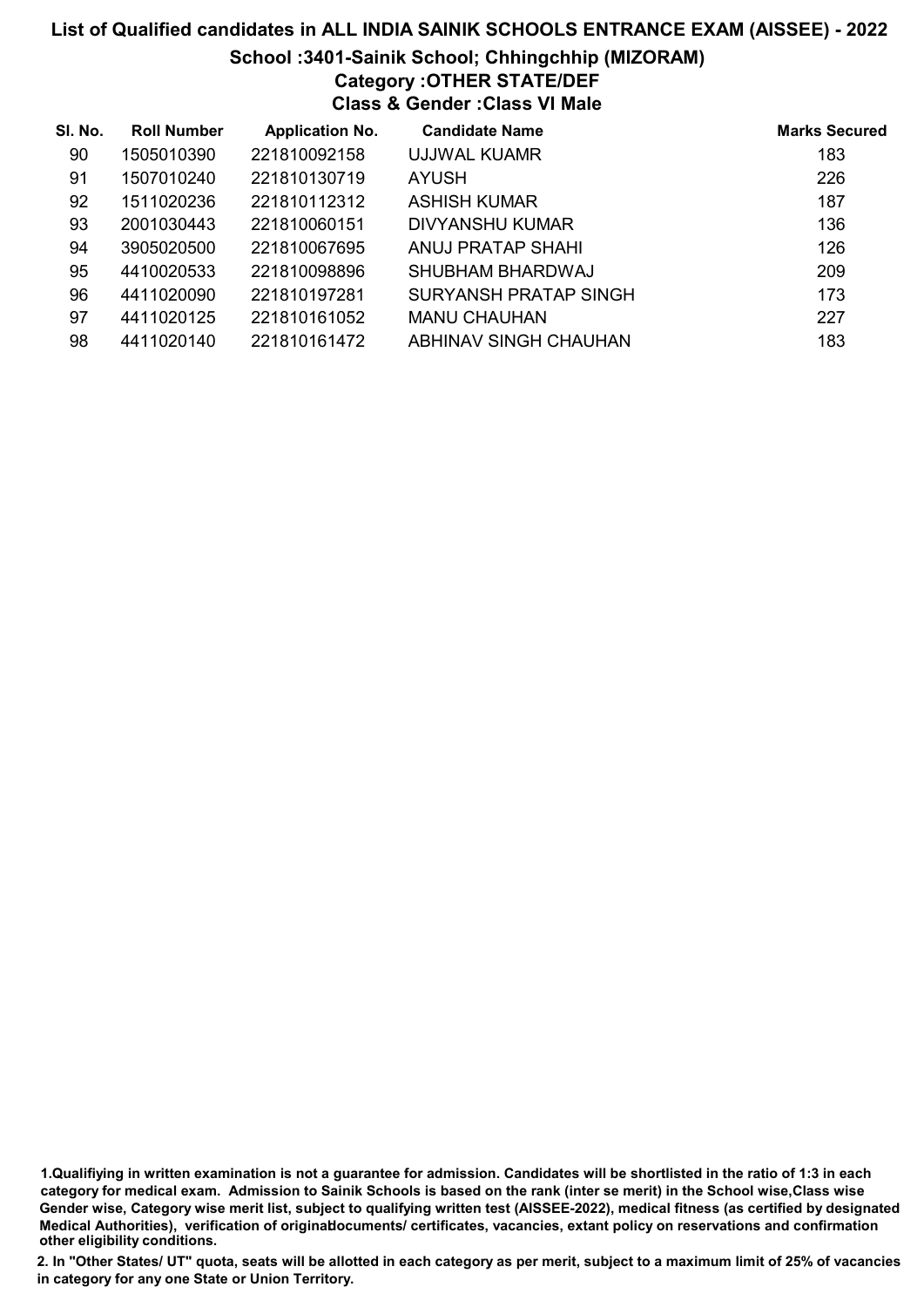# List of Qualified candidates in ALL INDIA SAINIK SCHOOLS ENTRANCE EXAM (AISSEE) - 2022

## School :3401-Sainik School; Chhingchhip (MIZORAM)

### Category :OTHER STATE/DEF

### Class & Gender :Class VI Male

| Sl. No. | Roll Number | Application No. | Candidate Name | Marks Secured |
|---|---|---|---|---|
| 90 | 1505010390 | 221810092158 | UJJWAL KUAMR | 183 |
| 91 | 1507010240 | 221810130719 | AYUSH | 226 |
| 92 | 1511020236 | 221810112312 | ASHISH KUMAR | 187 |
| 93 | 2001030443 | 221810060151 | DIVYANSHU KUMAR | 136 |
| 94 | 3905020500 | 221810067695 | ANUJ PRATAP SHAHI | 126 |
| 95 | 4410020533 | 221810098896 | SHUBHAM BHARDWAJ | 209 |
| 96 | 4411020090 | 221810197281 | SURYANSH PRATAP SINGH | 173 |
| 97 | 4411020125 | 221810161052 | MANU CHAUHAN | 227 |
| 98 | 4411020140 | 221810161472 | ABHINAV SINGH CHAUHAN | 183 |

1.Qualifiying in written examination is not a guarantee for admission. Candidates will be shortlisted in the ratio of 1:3 in each category for medical exam. Admission to Sainik Schools is based on the rank (inter se merit) in the School wise,Class wise Gender wise, Category wise merit list, subject to qualifying written test (AISSEE-2022), medical fitness (as certified by designated Medical Authorities), verification of originaldocuments/ certificates, vacancies, extant policy on reservations and confirmation other eligibility conditions.

2. In "Other States/ UT" quota, seats will be allotted in each category as per merit, subject to a maximum limit of 25% of vacancies in category for any one State or Union Territory.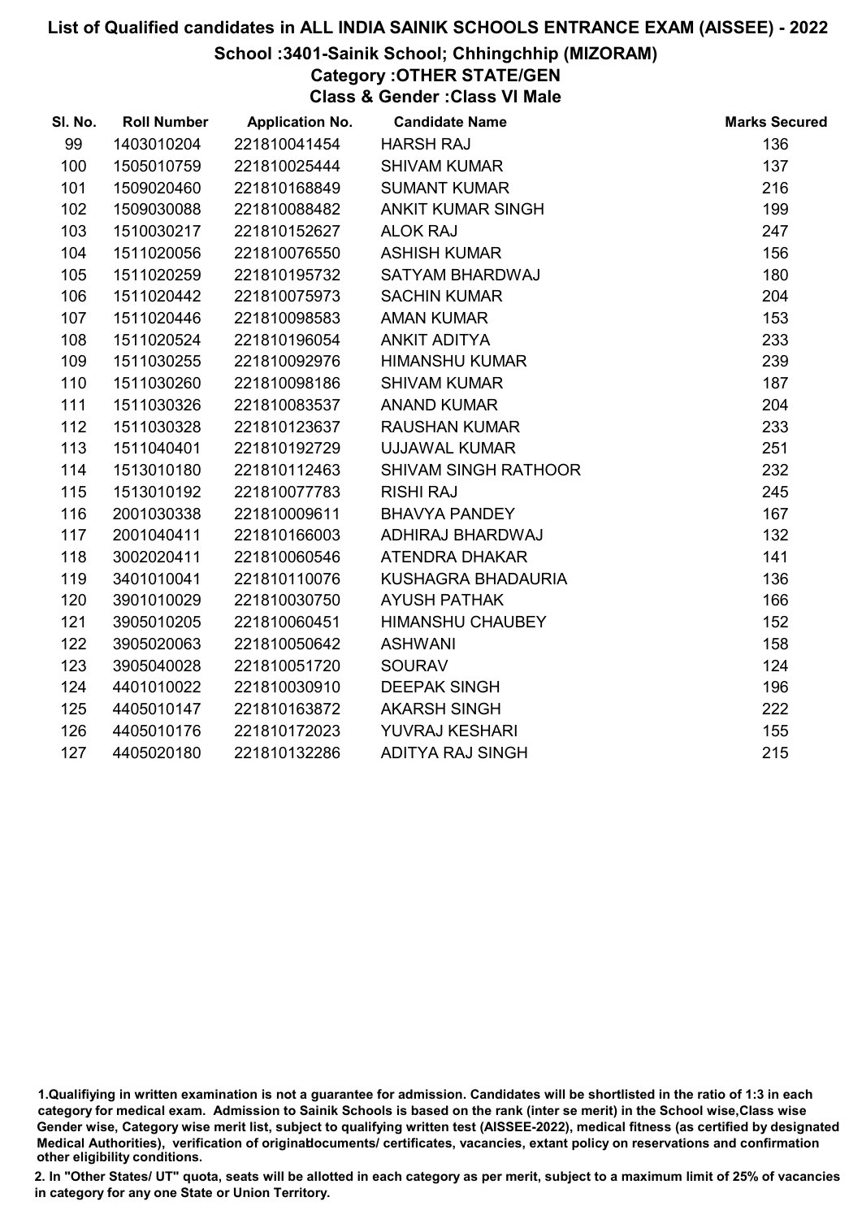# List of Qualified candidates in ALL INDIA SAINIK SCHOOLS ENTRANCE EXAM (AISSEE) - 2022

## School :3401-Sainik School; Chhingchhip (MIZORAM)

### Category :OTHER STATE/GEN

### Class & Gender :Class VI Male

| Sl. No. | Roll Number | Application No. | Candidate Name | Marks Secured |
|---|---|---|---|---|
| 99 | 1403010204 | 221810041454 | HARSH RAJ | 136 |
| 100 | 1505010759 | 221810025444 | SHIVAM KUMAR | 137 |
| 101 | 1509020460 | 221810168849 | SUMANT KUMAR | 216 |
| 102 | 1509030088 | 221810088482 | ANKIT KUMAR SINGH | 199 |
| 103 | 1510030217 | 221810152627 | ALOK RAJ | 247 |
| 104 | 1511020056 | 221810076550 | ASHISH KUMAR | 156 |
| 105 | 1511020259 | 221810195732 | SATYAM BHARDWAJ | 180 |
| 106 | 1511020442 | 221810075973 | SACHIN KUMAR | 204 |
| 107 | 1511020446 | 221810098583 | AMAN KUMAR | 153 |
| 108 | 1511020524 | 221810196054 | ANKIT ADITYA | 233 |
| 109 | 1511030255 | 221810092976 | HIMANSHU KUMAR | 239 |
| 110 | 1511030260 | 221810098186 | SHIVAM KUMAR | 187 |
| 111 | 1511030326 | 221810083537 | ANAND KUMAR | 204 |
| 112 | 1511030328 | 221810123637 | RAUSHAN KUMAR | 233 |
| 113 | 1511040401 | 221810192729 | UJJAWAL KUMAR | 251 |
| 114 | 1513010180 | 221810112463 | SHIVAM SINGH RATHOOR | 232 |
| 115 | 1513010192 | 221810077783 | RISHI RAJ | 245 |
| 116 | 2001030338 | 221810009611 | BHAVYA PANDEY | 167 |
| 117 | 2001040411 | 221810166003 | ADHIRAJ BHARDWAJ | 132 |
| 118 | 3002020411 | 221810060546 | ATENDRA DHAKAR | 141 |
| 119 | 3401010041 | 221810110076 | KUSHAGRA BHADAURIA | 136 |
| 120 | 3901010029 | 221810030750 | AYUSH PATHAK | 166 |
| 121 | 3905010205 | 221810060451 | HIMANSHU CHAUBEY | 152 |
| 122 | 3905020063 | 221810050642 | ASHWANI | 158 |
| 123 | 3905040028 | 221810051720 | SOURAV | 124 |
| 124 | 4401010022 | 221810030910 | DEEPAK SINGH | 196 |
| 125 | 4405010147 | 221810163872 | AKARSH SINGH | 222 |
| 126 | 4405010176 | 221810172023 | YUVRAJ KESHARI | 155 |
| 127 | 4405020180 | 221810132286 | ADITYA RAJ SINGH | 215 |

1.Qualifiying in written examination is not a guarantee for admission. Candidates will be shortlisted in the ratio of 1:3 in each category for medical exam. Admission to Sainik Schools is based on the rank (inter se merit) in the School wise,Class wise Gender wise, Category wise merit list, subject to qualifying written test (AISSEE-2022), medical fitness (as certified by designated Medical Authorities), verification of originaldocuments/ certificates, vacancies, extant policy on reservations and confirmation other eligibility conditions.

2. In "Other States/ UT" quota, seats will be allotted in each category as per merit, subject to a maximum limit of 25% of vacancies in category for any one State or Union Territory.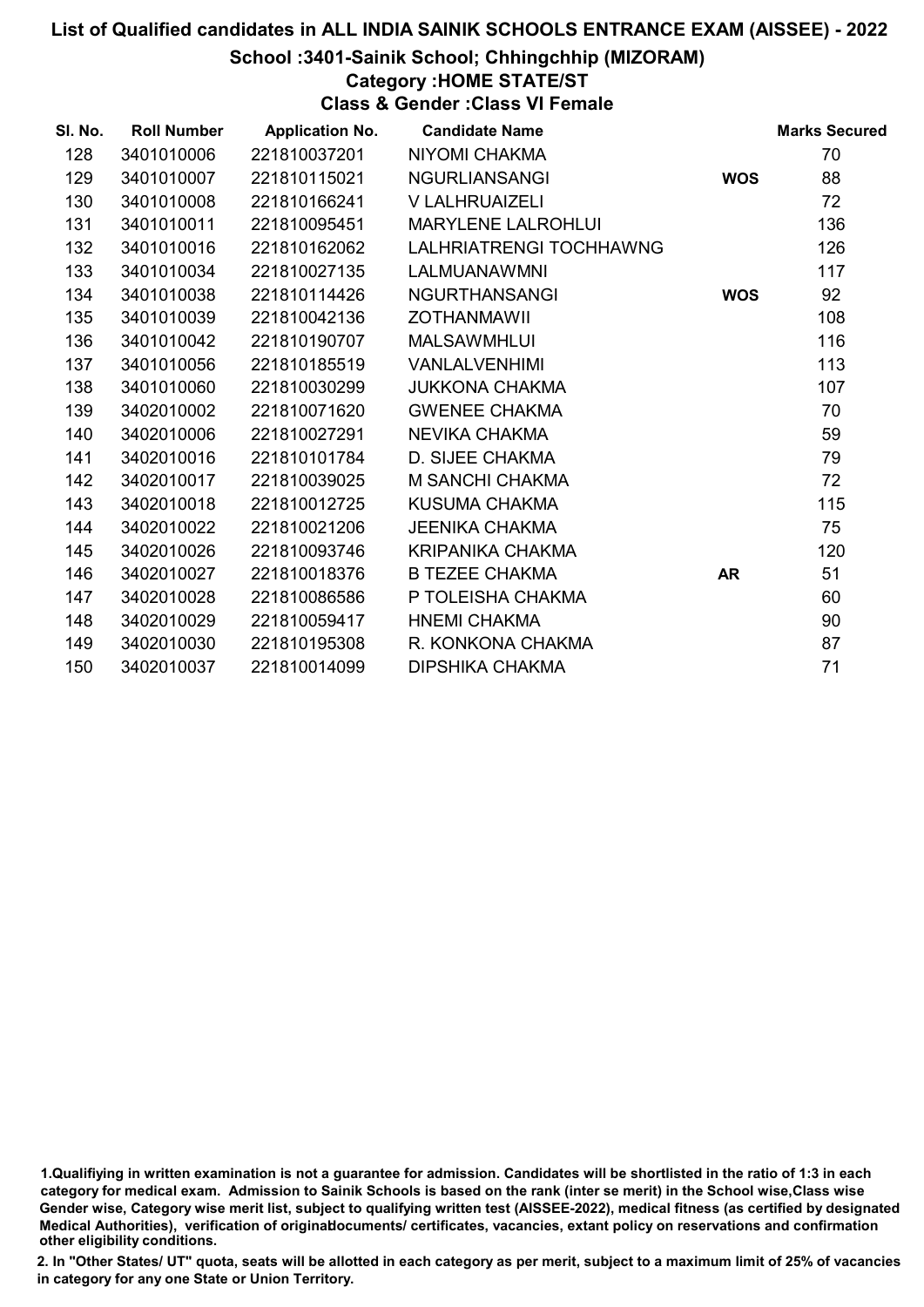# List of Qualified candidates in ALL INDIA SAINIK SCHOOLS ENTRANCE EXAM (AISSEE) - 2022

## School :3401-Sainik School; Chhingchhip (MIZORAM)

### Category :HOME STATE/ST

### Class & Gender :Class VI Female

| Sl. No. | Roll Number | Application No. | Candidate Name | | Marks Secured |
|---|---|---|---|---|---|
| 128 | 3401010006 | 221810037201 | NIYOMI CHAKMA | | 70 |
| 129 | 3401010007 | 221810115021 | NGURLIANSANGI | WOS | 88 |
| 130 | 3401010008 | 221810166241 | V LALHRUAIZELI | | 72 |
| 131 | 3401010011 | 221810095451 | MARYLENE LALROHLUI | | 136 |
| 132 | 3401010016 | 221810162062 | LALHRIATRENGI TOCHHAWNG | | 126 |
| 133 | 3401010034 | 221810027135 | LALMUANAWMNI | | 117 |
| 134 | 3401010038 | 221810114426 | NGURTHANSANGI | WOS | 92 |
| 135 | 3401010039 | 221810042136 | ZOTHANMAWII | | 108 |
| 136 | 3401010042 | 221810190707 | MALSAWMHLUI | | 116 |
| 137 | 3401010056 | 221810185519 | VANLALVENHIMI | | 113 |
| 138 | 3401010060 | 221810030299 | JUKKONA CHAKMA | | 107 |
| 139 | 3402010002 | 221810071620 | GWENEE CHAKMA | | 70 |
| 140 | 3402010006 | 221810027291 | NEVIKA CHAKMA | | 59 |
| 141 | 3402010016 | 221810101784 | D. SIJEE CHAKMA | | 79 |
| 142 | 3402010017 | 221810039025 | M SANCHI CHAKMA | | 72 |
| 143 | 3402010018 | 221810012725 | KUSUMA CHAKMA | | 115 |
| 144 | 3402010022 | 221810021206 | JEENIKA CHAKMA | | 75 |
| 145 | 3402010026 | 221810093746 | KRIPANIKA CHAKMA | | 120 |
| 146 | 3402010027 | 221810018376 | B TEZEE CHAKMA | AR | 51 |
| 147 | 3402010028 | 221810086586 | P TOLEISHA CHAKMA | | 60 |
| 148 | 3402010029 | 221810059417 | HNEMI CHAKMA | | 90 |
| 149 | 3402010030 | 221810195308 | R. KONKONA CHAKMA | | 87 |
| 150 | 3402010037 | 221810014099 | DIPSHIKA CHAKMA | | 71 |

1.Qualifiying in written examination is not a guarantee for admission. Candidates will be shortlisted in the ratio of 1:3 in each category for medical exam. Admission to Sainik Schools is based on the rank (inter se merit) in the School wise,Class wise Gender wise, Category wise merit list, subject to qualifying written test (AISSEE-2022), medical fitness (as certified by designated Medical Authorities), verification of originaldocuments/ certificates, vacancies, extant policy on reservations and confirmation other eligibility conditions.

2. In "Other States/ UT" quota, seats will be allotted in each category as per merit, subject to a maximum limit of 25% of vacancies in category for any one State or Union Territory.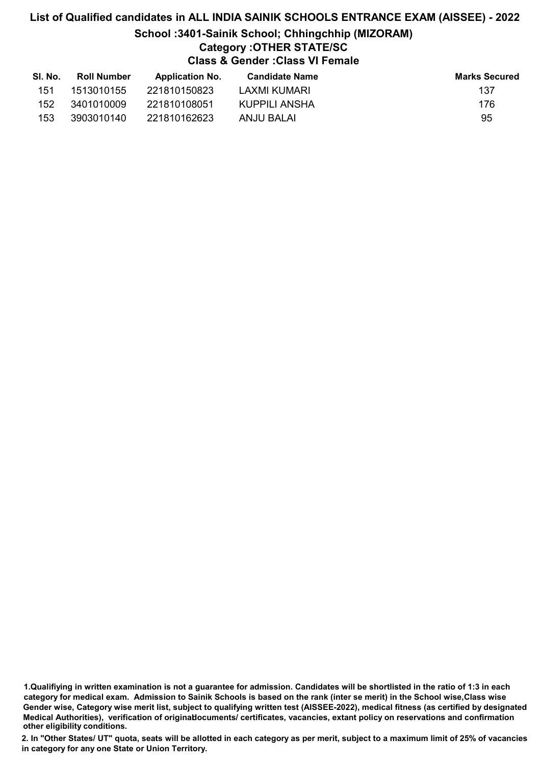# List of Qualified candidates in ALL INDIA SAINIK SCHOOLS ENTRANCE EXAM (AISSEE) - 2022

## School :3401-Sainik School; Chhingchhip (MIZORAM)

### Category :OTHER STATE/SC

### Class & Gender :Class VI Female

| Sl. No. | Roll Number | Application No. | Candidate Name | Marks Secured |
|---|---|---|---|---|
| 151 | 1513010155 | 221810150823 | LAXMI KUMARI | 137 |
| 152 | 3401010009 | 221810108051 | KUPPILI ANSHA | 176 |
| 153 | 3903010140 | 221810162623 | ANJU BALAI | 95 |

**1.Qualifiying in written examination is not a guarantee for admission. Candidates will be shortlisted in the ratio of 1:3 in each category for medical exam. Admission to Sainik Schools is based on the rank (inter se merit) in the School wise,Class wise Gender wise, Category wise merit list, subject to qualifying written test (AISSEE-2022), medical fitness (as certified by designated Medical Authorities), verification of originaldocuments/ certificates, vacancies, extant policy on reservations and confirmation other eligibility conditions.**

**2. In "Other States/ UT" quota, seats will be allotted in each category as per merit, subject to a maximum limit of 25% of vacancies in category for any one State or Union Territory.**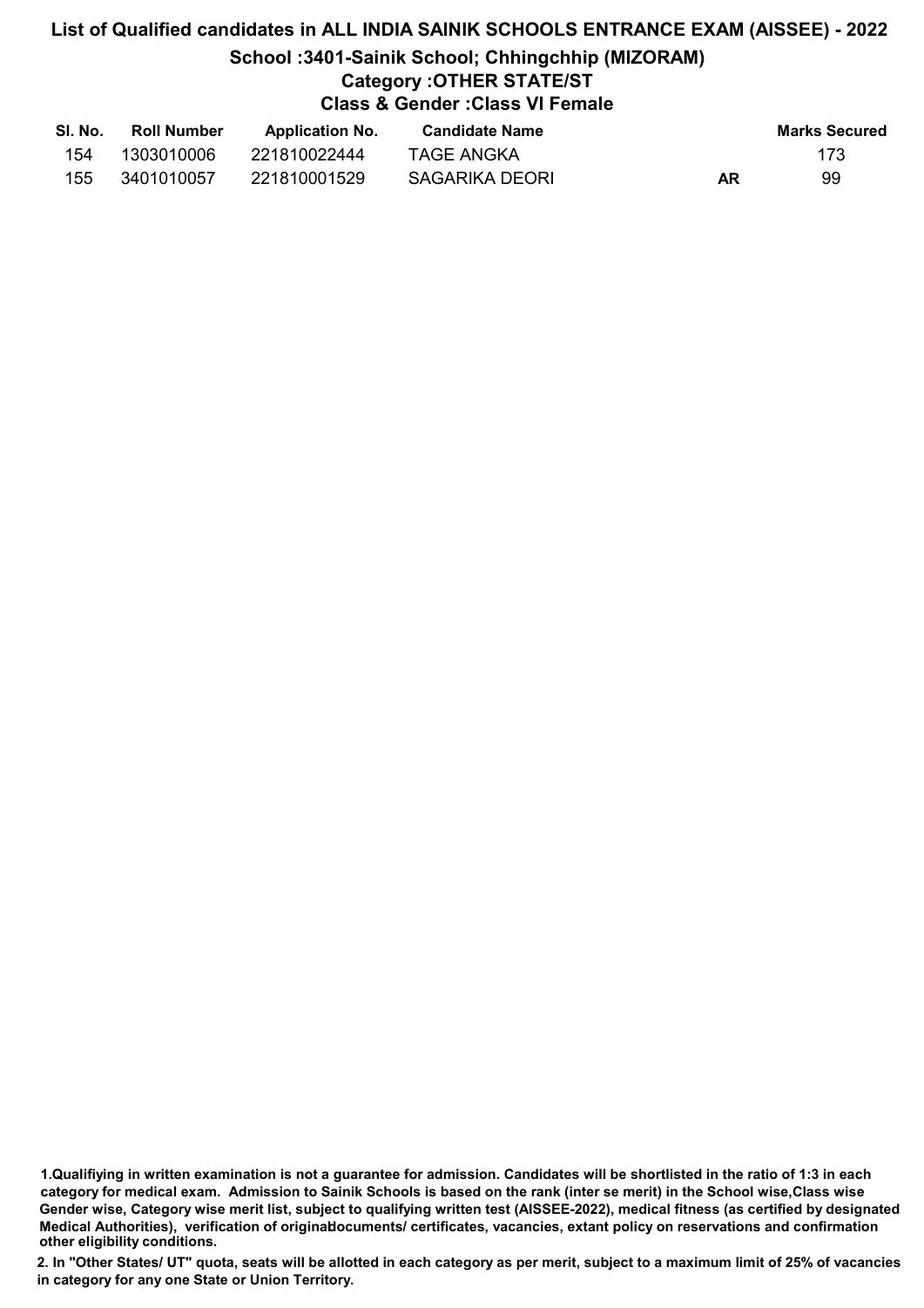# List of Qualified candidates in ALL INDIA SAINIK SCHOOLS ENTRANCE EXAM (AISSEE) - 2022

## School :3401-Sainik School; Chhingchhip (MIZORAM)

### Category :OTHER STATE/ST

### Class & Gender :Class VI Female

| Sl. No. | Roll Number | Application No. | Candidate Name | | Marks Secured |
|---|---|---|---|---|---|
| 154 | 1303010006 | 221810022444 | TAGE ANGKA | | 173 |
| 155 | 3401010057 | 221810001529 | SAGARIKA DEORI | AR | 99 |

1.Qualifiying in written examination is not a guarantee for admission. Candidates will be shortlisted in the ratio of 1:3 in each category for medical exam. Admission to Sainik Schools is based on the rank (inter se merit) in the School wise,Class wise Gender wise, Category wise merit list, subject to qualifying written test (AISSEE-2022), medical fitness (as certified by designated Medical Authorities), verification of originaldocuments/ certificates, vacancies, extant policy on reservations and confirmation other eligibility conditions.

2. In "Other States/ UT" quota, seats will be allotted in each category as per merit, subject to a maximum limit of 25% of vacancies in category for any one State or Union Territory.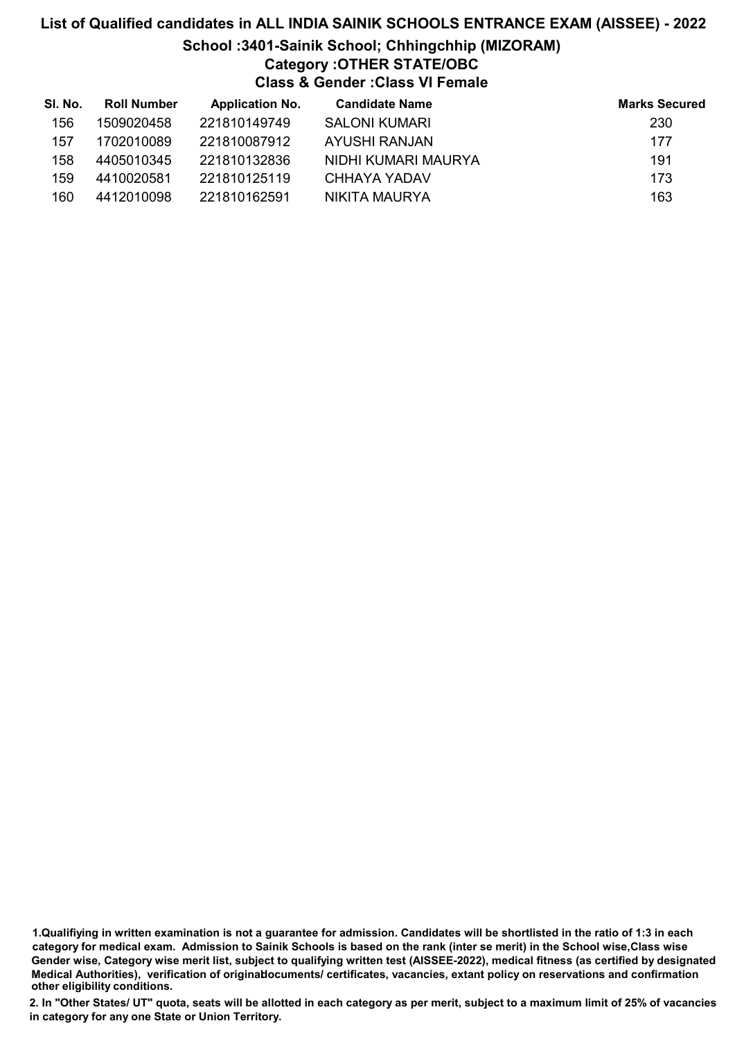# List of Qualified candidates in ALL INDIA SAINIK SCHOOLS ENTRANCE EXAM (AISSEE) - 2022

## School :3401-Sainik School; Chhingchhip (MIZORAM)

### Category :OTHER STATE/OBC

### Class & Gender :Class VI Female

| Sl. No. | Roll Number | Application No. | Candidate Name | Marks Secured |
|---|---|---|---|---|
| 156 | 1509020458 | 221810149749 | SALONI KUMARI | 230 |
| 157 | 1702010089 | 221810087912 | AYUSHI RANJAN | 177 |
| 158 | 4405010345 | 221810132836 | NIDHI KUMARI MAURYA | 191 |
| 159 | 4410020581 | 221810125119 | CHHAYA YADAV | 173 |
| 160 | 4412010098 | 221810162591 | NIKITA MAURYA | 163 |

**1.Qualifiying in written examination is not a guarantee for admission. Candidates will be shortlisted in the ratio of 1:3 in each category for medical exam. Admission to Sainik Schools is based on the rank (inter se merit) in the School wise,Class wise Gender wise, Category wise merit list, subject to qualifying written test (AISSEE-2022), medical fitness (as certified by designated Medical Authorities), verification of originaldocuments/ certificates, vacancies, extant policy on reservations and confirmation other eligibility conditions.**

**2. In "Other States/ UT" quota, seats will be allotted in each category as per merit, subject to a maximum limit of 25% of vacancies in category for any one State or Union Territory.**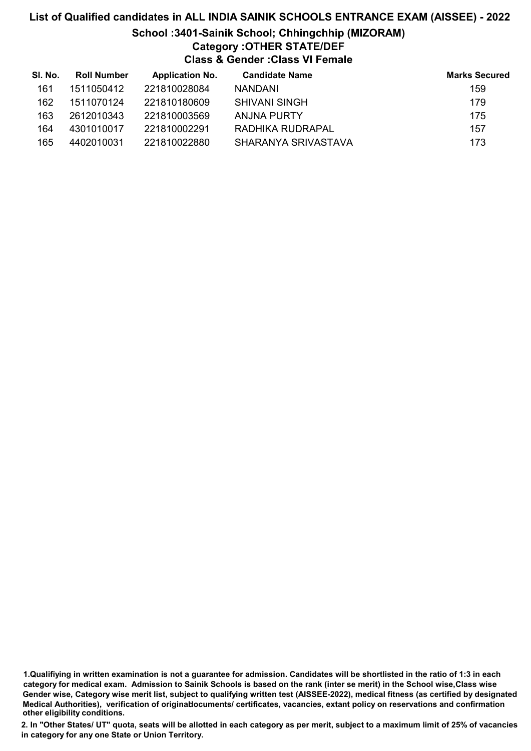# List of Qualified candidates in ALL INDIA SAINIK SCHOOLS ENTRANCE EXAM (AISSEE) - 2022

## School :3401-Sainik School; Chhingchhip (MIZORAM)

### Category :OTHER STATE/DEF

### Class & Gender :Class VI Female

| Sl. No. | Roll Number | Application No. | Candidate Name | Marks Secured |
|---|---|---|---|---|
| 161 | 1511050412 | 221810028084 | NANDANI | 159 |
| 162 | 1511070124 | 221810180609 | SHIVANI SINGH | 179 |
| 163 | 2612010343 | 221810003569 | ANJNA PURTY | 175 |
| 164 | 4301010017 | 221810002291 | RADHIKA RUDRAPAL | 157 |
| 165 | 4402010031 | 221810022880 | SHARANYA SRIVASTAVA | 173 |

1.Qualifiying in written examination is not a guarantee for admission. Candidates will be shortlisted in the ratio of 1:3 in each category for medical exam. Admission to Sainik Schools is based on the rank (inter se merit) in the School wise,Class wise Gender wise, Category wise merit list, subject to qualifying written test (AISSEE-2022), medical fitness (as certified by designated Medical Authorities), verification of originaldocuments/ certificates, vacancies, extant policy on reservations and confirmation other eligibility conditions.

2. In "Other States/ UT" quota, seats will be allotted in each category as per merit, subject to a maximum limit of 25% of vacancies in category for any one State or Union Territory.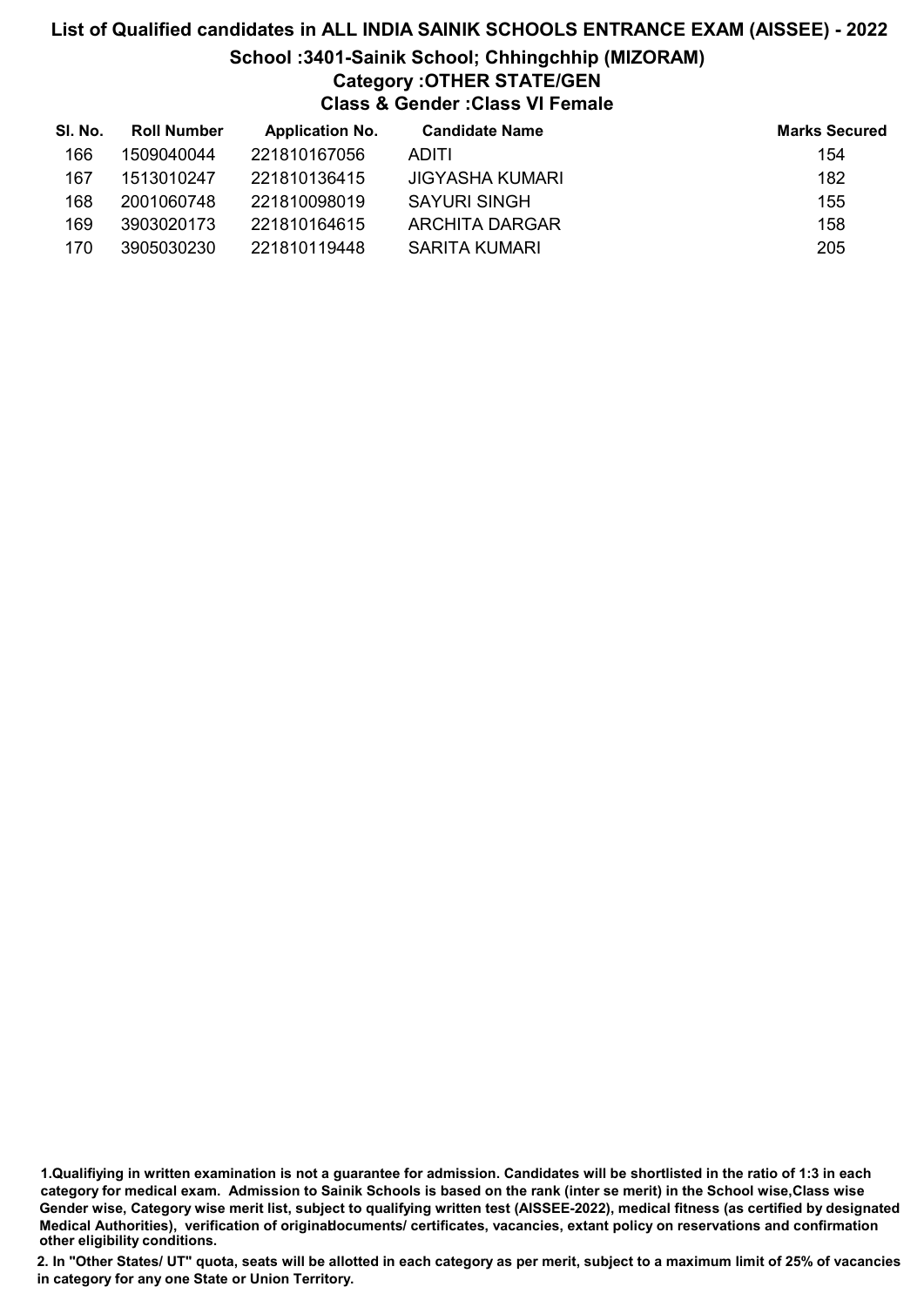# List of Qualified candidates in ALL INDIA SAINIK SCHOOLS ENTRANCE EXAM (AISSEE) - 2022

## School :3401-Sainik School; Chhingchhip (MIZORAM)

### Category :OTHER STATE/GEN

### Class & Gender :Class VI Female

| Sl. No. | Roll Number | Application No. | Candidate Name | Marks Secured |
|---|---|---|---|---|
| 166 | 1509040044 | 221810167056 | ADITI | 154 |
| 167 | 1513010247 | 221810136415 | JIGYASHA KUMARI | 182 |
| 168 | 2001060748 | 221810098019 | SAYURI SINGH | 155 |
| 169 | 3903020173 | 221810164615 | ARCHITA DARGAR | 158 |
| 170 | 3905030230 | 221810119448 | SARITA KUMARI | 205 |

**1.Qualifiying in written examination is not a guarantee for admission. Candidates will be shortlisted in the ratio of 1:3 in each category for medical exam. Admission to Sainik Schools is based on the rank (inter se merit) in the School wise,Class wise Gender wise, Category wise merit list, subject to qualifying written test (AISSEE-2022), medical fitness (as certified by designated Medical Authorities), verification of originaldocuments/ certificates, vacancies, extant policy on reservations and confirmation other eligibility conditions.**

**2. In "Other States/ UT" quota, seats will be allotted in each category as per merit, subject to a maximum limit of 25% of vacancies in category for any one State or Union Territory.**